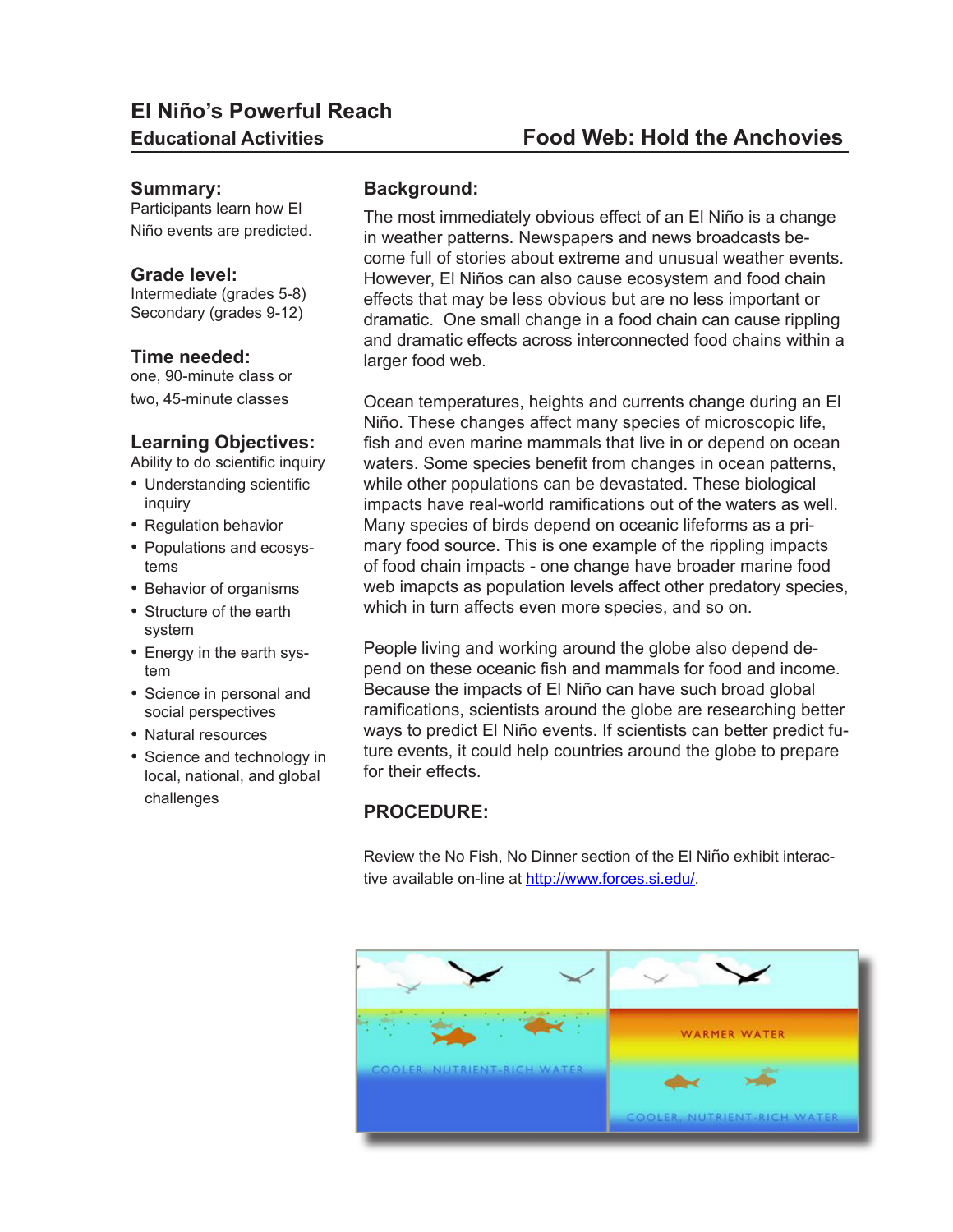# El Niño's Powerful Reach

## Educational Activities

## Food Web: Hold the Anchovies

### Summary:

Participants learn how El Niño events are predicted.

### Grade level:

Intermediate (grades 5-8)
Secondary (grades 9-12)

### Time needed:

one, 90-minute class or two, 45-minute classes

### Learning Objectives:

Ability to do scientific inquiry

- Understanding scientific inquiry
- Regulation behavior
- Populations and ecosystems
- Behavior of organisms
- Structure of the earth system
- Energy in the earth system
- Science in personal and social perspectives
- Natural resources
- Science and technology in local, national, and global challenges

### Background:

The most immediately obvious effect of an El Niño is a change in weather patterns. Newspapers and news broadcasts become full of stories about extreme and unusual weather events. However, El Niños can also cause ecosystem and food chain effects that may be less obvious but are no less important or dramatic. One small change in a food chain can cause rippling and dramatic effects across interconnected food chains within a larger food web.

Ocean temperatures, heights and currents change during an El Niño. These changes affect many species of microscopic life, fish and even marine mammals that live in or depend on ocean waters. Some species benefit from changes in ocean patterns, while other populations can be devastated. These biological impacts have real-world ramifications out of the waters as well. Many species of birds depend on oceanic lifeforms as a primary food source. This is one example of the rippling impacts of food chain impacts - one change have broader marine food web imapcts as population levels affect other predatory species, which in turn affects even more species, and so on.

People living and working around the globe also depend depend on these oceanic fish and mammals for food and income. Because the impacts of El Niño can have such broad global ramifications, scientists around the globe are researching better ways to predict El Niño events. If scientists can better predict future events, it could help countries around the globe to prepare for their effects.

### PROCEDURE:

Review the No Fish, No Dinner section of the El Niño exhibit interactive available on-line at [http://www.forces.si.edu/](http://www.forces.si.edu/).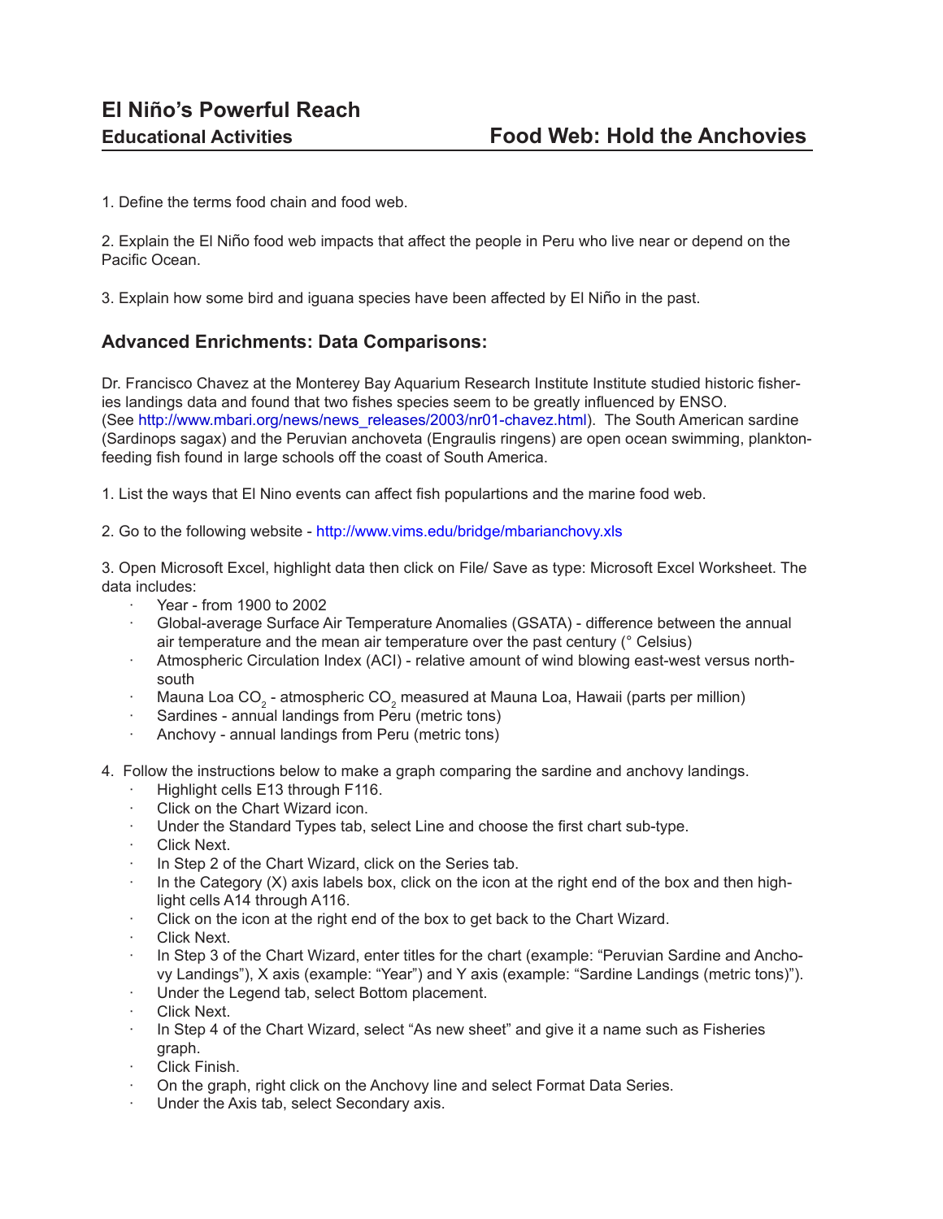# El Niño's Powerful Reach

**Educational Activities** **Food Web: Hold the Anchovies**

1. Define the terms food chain and food web.

2. Explain the El Niño food web impacts that affect the people in Peru who live near or depend on the Pacific Ocean.

3. Explain how some bird and iguana species have been affected by El Niño in the past.

## Advanced Enrichments: Data Comparisons:

Dr. Francisco Chavez at the Monterey Bay Aquarium Research Institute Institute studied historic fisheries landings data and found that two fishes species seem to be greatly influenced by ENSO. (See http://www.mbari.org/news/news_releases/2003/nr01-chavez.html). The South American sardine (Sardinops sagax) and the Peruvian anchoveta (Engraulis ringens) are open ocean swimming, plankton-feeding fish found in large schools off the coast of South America.

1. List the ways that El Nino events can affect fish populartions and the marine food web.

2. Go to the following website - http://www.vims.edu/bridge/mbarianchovy.xls

3. Open Microsoft Excel, highlight data then click on File/ Save as type: Microsoft Excel Worksheet. The data includes:
   - Year - from 1900 to 2002
   - Global-average Surface Air Temperature Anomalies (GSATA) - difference between the annual air temperature and the mean air temperature over the past century (° Celsius)
   - Atmospheric Circulation Index (ACI) - relative amount of wind blowing east-west versus north-south
   - Mauna Loa $CO_2$ - atmospheric $CO_2$ measured at Mauna Loa, Hawaii (parts per million)
   - Sardines - annual landings from Peru (metric tons)
   - Anchovy - annual landings from Peru (metric tons)

4. Follow the instructions below to make a graph comparing the sardine and anchovy landings.
   - Highlight cells E13 through F116.
   - Click on the Chart Wizard icon.
   - Under the Standard Types tab, select Line and choose the first chart sub-type.
   - Click Next.
   - In Step 2 of the Chart Wizard, click on the Series tab.
   - In the Category (X) axis labels box, click on the icon at the right end of the box and then highlight cells A14 through A116.
   - Click on the icon at the right end of the box to get back to the Chart Wizard.
   - Click Next.
   - In Step 3 of the Chart Wizard, enter titles for the chart (example: "Peruvian Sardine and Anchovy Landings"), X axis (example: "Year") and Y axis (example: "Sardine Landings (metric tons)").
   - Under the Legend tab, select Bottom placement.
   - Click Next.
   - In Step 4 of the Chart Wizard, select "As new sheet" and give it a name such as Fisheries graph.
   - Click Finish.
   - On the graph, right click on the Anchovy line and select Format Data Series.
   - Under the Axis tab, select Secondary axis.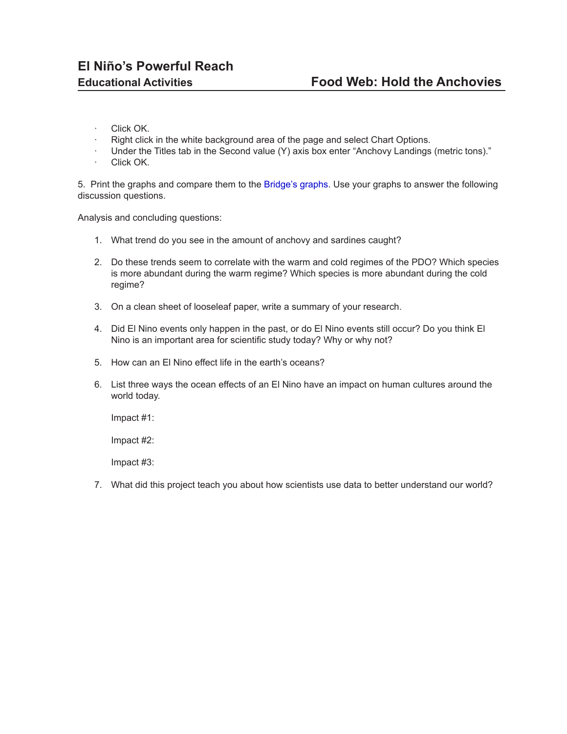- Click OK.
- Right click in the white background area of the page and select Chart Options.
- Under the Titles tab in the Second value (Y) axis box enter "Anchovy Landings (metric tons)."
- Click OK.

5. Print the graphs and compare them to the Bridge's graphs. Use your graphs to answer the following discussion questions.

Analysis and concluding questions:

1. What trend do you see in the amount of anchovy and sardines caught?

2. Do these trends seem to correlate with the warm and cold regimes of the PDO? Which species is more abundant during the warm regime? Which species is more abundant during the cold regime?

3. On a clean sheet of looseleaf paper, write a summary of your research.

4. Did El Nino events only happen in the past, or do El Nino events still occur? Do you think El Nino is an important area for scientific study today? Why or why not?

5. How can an El Nino effect life in the earth's oceans?

6. List three ways the ocean effects of an El Nino have an impact on human cultures around the world today.

   Impact #1:

   Impact #2:

   Impact #3:

7. What did this project teach you about how scientists use data to better understand our world?